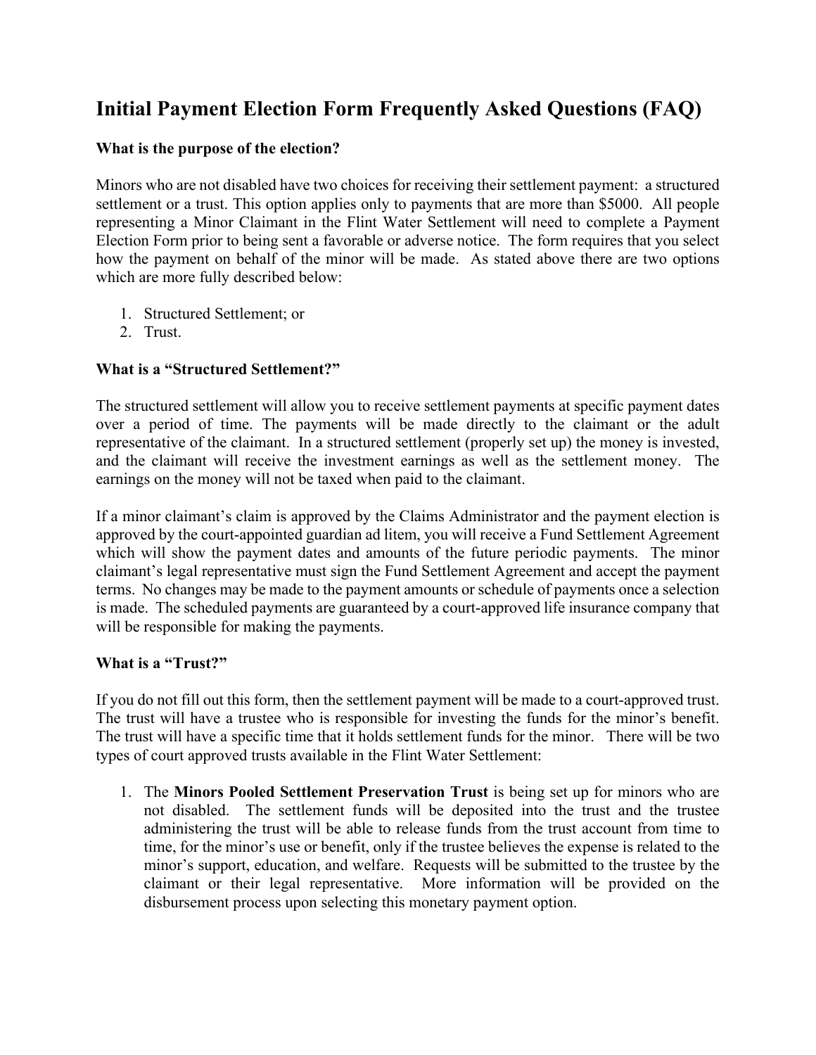# Initial Payment Election Form Frequently Asked Questions (FAQ)

**What is the purpose of the election?**

Minors who are not disabled have two choices for receiving their settlement payment: a structured settlement or a trust. This option applies only to payments that are more than $5000. All people representing a Minor Claimant in the Flint Water Settlement will need to complete a Payment Election Form prior to being sent a favorable or adverse notice. The form requires that you select how the payment on behalf of the minor will be made. As stated above there are two options which are more fully described below:

1. Structured Settlement; or
2. Trust.

**What is a "Structured Settlement?"**

The structured settlement will allow you to receive settlement payments at specific payment dates over a period of time. The payments will be made directly to the claimant or the adult representative of the claimant. In a structured settlement (properly set up) the money is invested, and the claimant will receive the investment earnings as well as the settlement money. The earnings on the money will not be taxed when paid to the claimant.

If a minor claimant's claim is approved by the Claims Administrator and the payment election is approved by the court-appointed guardian ad litem, you will receive a Fund Settlement Agreement which will show the payment dates and amounts of the future periodic payments. The minor claimant's legal representative must sign the Fund Settlement Agreement and accept the payment terms. No changes may be made to the payment amounts or schedule of payments once a selection is made. The scheduled payments are guaranteed by a court-approved life insurance company that will be responsible for making the payments.

**What is a "Trust?"**

If you do not fill out this form, then the settlement payment will be made to a court-approved trust. The trust will have a trustee who is responsible for investing the funds for the minor's benefit. The trust will have a specific time that it holds settlement funds for the minor. There will be two types of court approved trusts available in the Flint Water Settlement:

1. The **Minors Pooled Settlement Preservation Trust** is being set up for minors who are not disabled. The settlement funds will be deposited into the trust and the trustee administering the trust will be able to release funds from the trust account from time to time, for the minor's use or benefit, only if the trustee believes the expense is related to the minor's support, education, and welfare. Requests will be submitted to the trustee by the claimant or their legal representative. More information will be provided on the disbursement process upon selecting this monetary payment option.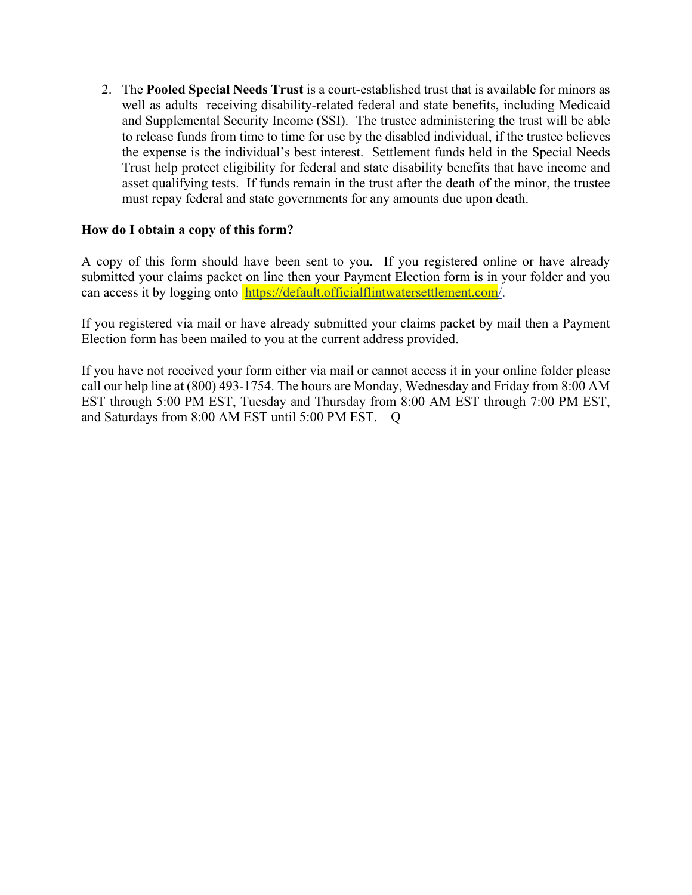2. The **Pooled Special Needs Trust** is a court-established trust that is available for minors as well as adults receiving disability-related federal and state benefits, including Medicaid and Supplemental Security Income (SSI). The trustee administering the trust will be able to release funds from time to time for use by the disabled individual, if the trustee believes the expense is the individual's best interest. Settlement funds held in the Special Needs Trust help protect eligibility for federal and state disability benefits that have income and asset qualifying tests. If funds remain in the trust after the death of the minor, the trustee must repay federal and state governments for any amounts due upon death.

**How do I obtain a copy of this form?**

A copy of this form should have been sent to you. If you registered online or have already submitted your claims packet on line then your Payment Election form is in your folder and you can access it by logging onto https://default.officialflintwatersettlement.com/.

If you registered via mail or have already submitted your claims packet by mail then a Payment Election form has been mailed to you at the current address provided.

If you have not received your form either via mail or cannot access it in your online folder please call our help line at (800) 493-1754. The hours are Monday, Wednesday and Friday from 8:00 AM EST through 5:00 PM EST, Tuesday and Thursday from 8:00 AM EST through 7:00 PM EST, and Saturdays from 8:00 AM EST until 5:00 PM EST. Q